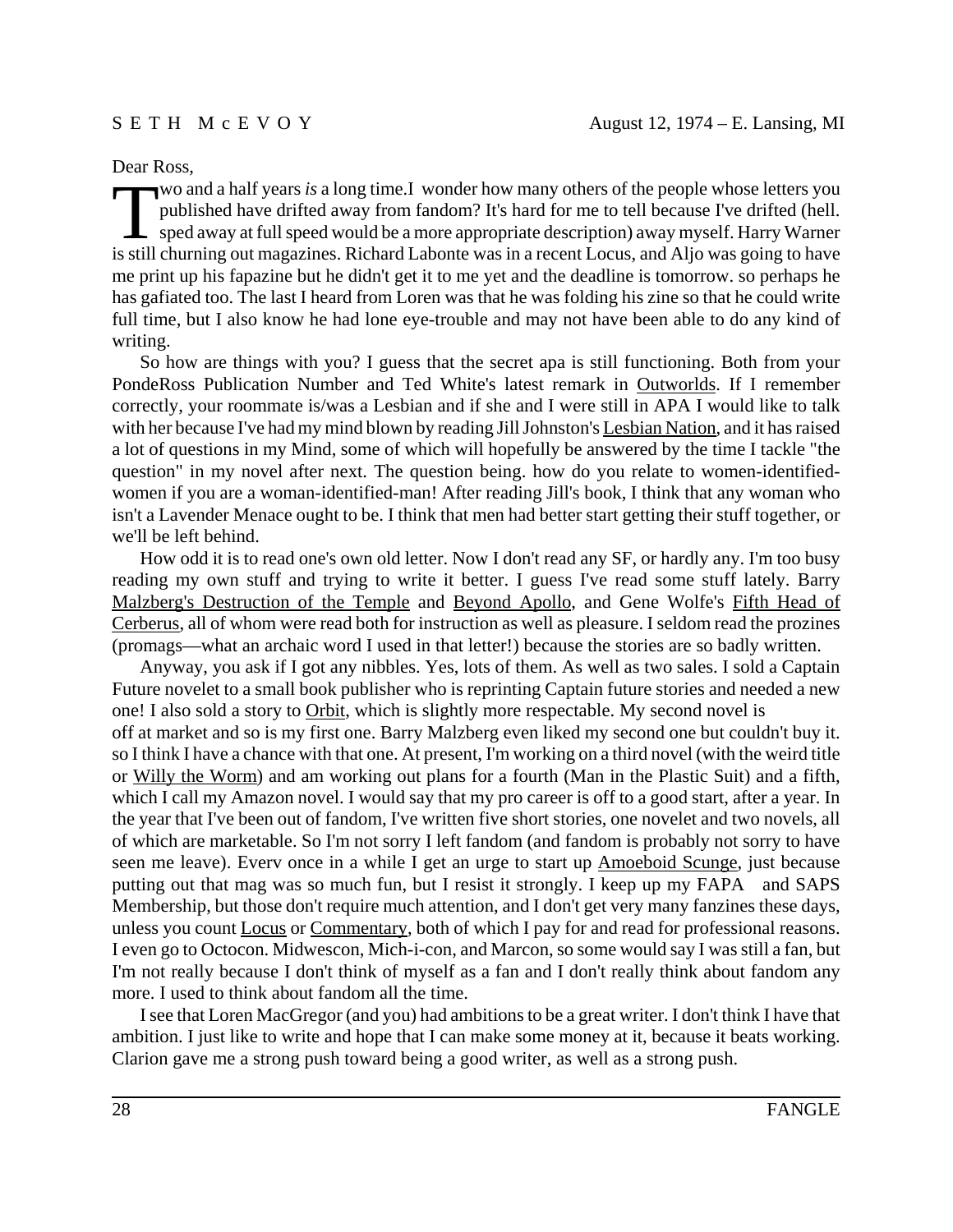SETH McEVOY — August 12, 1974 – E. Lansing, MI

Dear Ross,

Two and a half years *is* a long time.I wonder how many others of the people whose letters you published have drifted away from fandom? It's hard for me to tell because I've drifted (hell. sped away at full speed would be a more appropriate description) away myself. Harry Warner is still churning out magazines. Richard Labonte was in a recent Locus, and Aljo was going to have me print up his fapazine but he didn't get it to me yet and the deadline is tomorrow. so perhaps he has gafiated too. The last I heard from Loren was that he was folding his zine so that he could write full time, but I also know he had lone eye-trouble and may not have been able to do any kind of writing.

So how are things with you? I guess that the secret apa is still functioning. Both from your PondeRoss Publication Number and Ted White's latest remark in Outworlds. If I remember correctly, your roommate is/was a Lesbian and if she and I were still in APA I would like to talk with her because I've had my mind blown by reading Jill Johnston's Lesbian Nation, and it has raised a lot of questions in my Mind, some of which will hopefully be answered by the time I tackle "the question" in my novel after next. The question being. how do you relate to women-identified-women if you are a woman-identified-man! After reading Jill's book, I think that any woman who isn't a Lavender Menace ought to be. I think that men had better start getting their stuff together, or we'll be left behind.

How odd it is to read one's own old letter. Now I don't read any SF, or hardly any. I'm too busy reading my own stuff and trying to write it better. I guess I've read some stuff lately. Barry Malzberg's Destruction of the Temple and Beyond Apollo, and Gene Wolfe's Fifth Head of Cerberus, all of whom were read both for instruction as well as pleasure. I seldom read the prozines (promags—what an archaic word I used in that letter!) because the stories are so badly written.

Anyway, you ask if I got any nibbles. Yes, lots of them. As well as two sales. I sold a Captain Future novelet to a small book publisher who is reprinting Captain future stories and needed a new one! I also sold a story to Orbit, which is slightly more respectable. My second novel is off at market and so is my first one. Barry Malzberg even liked my second one but couldn't buy it. so I think I have a chance with that one. At present, I'm working on a third novel (with the weird title or Willy the Worm) and am working out plans for a fourth (Man in the Plastic Suit) and a fifth, which I call my Amazon novel. I would say that my pro career is off to a good start, after a year. In the year that I've been out of fandom, I've written five short stories, one novelet and two novels, all of which are marketable. So I'm not sorry I left fandom (and fandom is probably not sorry to have seen me leave). Everv once in a while I get an urge to start up Amoeboid Scunge, just because putting out that mag was so much fun, but I resist it strongly. I keep up my FAPA and SAPS Membership, but those don't require much attention, and I don't get very many fanzines these days, unless you count Locus or Commentary, both of which I pay for and read for professional reasons. I even go to Octocon. Midwescon, Mich-i-con, and Marcon, so some would say I was still a fan, but I'm not really because I don't think of myself as a fan and I don't really think about fandom any more. I used to think about fandom all the time.

I see that Loren MacGregor (and you) had ambitions to be a great writer. I don't think I have that ambition. I just like to write and hope that I can make some money at it, because it beats working. Clarion gave me a strong push toward being a good writer, as well as a strong push.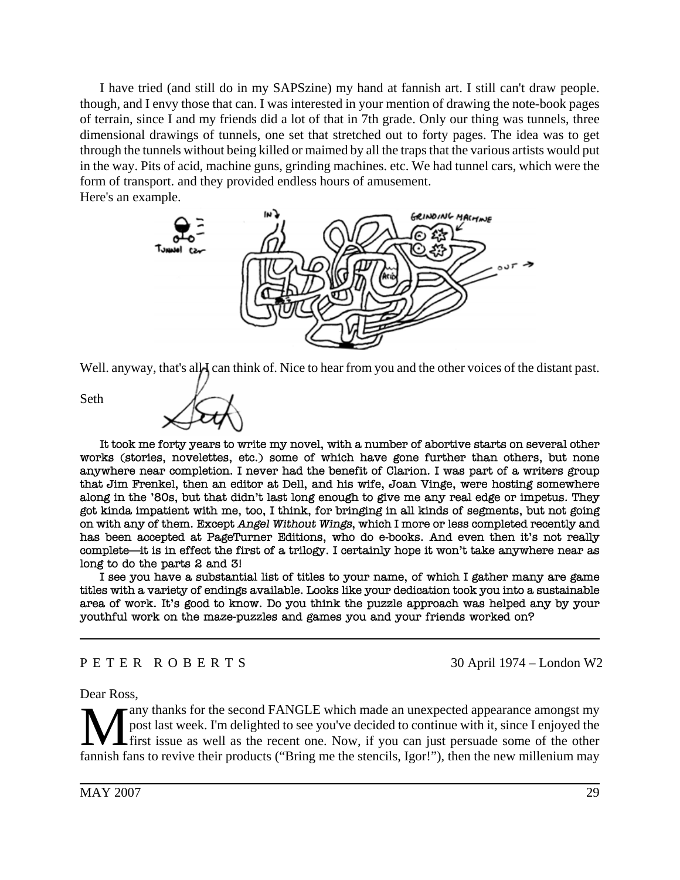I have tried (and still do in my SAPSzine) my hand at fannish art. I still can't draw people. though, and I envy those that can. I was interested in your mention of drawing the note-book pages of terrain, since I and my friends did a lot of that in 7th grade. Only our thing was tunnels, three dimensional drawings of tunnels, one set that stretched out to forty pages. The idea was to get through the tunnels without being killed or maimed by all the traps that the various artists would put in the way. Pits of acid, machine guns, grinding machines. etc. We had tunnel cars, which were the form of transport. and they provided endless hours of amusement.
Here's an example.

Tunnel car

IN

GRINDING MACHINE

Acid

OUT →

Well. anyway, that's all I can think of. Nice to hear from you and the other voices of the distant past.

Seth

It took me forty years to write my novel, with a number of abortive starts on several other works (stories, novelettes, etc.) some of which have gone further than others, but none anywhere near completion. I never had the benefit of Clarion. I was part of a writers group that Jim Frenkel, then an editor at Dell, and his wife, Joan Vinge, were hosting somewhere along in the '80s, but that didn't last long enough to give me any real edge or impetus. They got kinda impatient with me, too, I think, for bringing in all kinds of segments, but not going on with any of them. Except *Angel Without Wings*, which I more or less completed recently and has been accepted at PageTurner Editions, who do e-books. And even then it's not really complete—it is in effect the first of a trilogy. I certainly hope it won't take anywhere near as long to do the parts 2 and 3!

I see you have a substantial list of titles to your name, of which I gather many are game titles with a variety of endings available. Looks like your dedication took you into a sustainable area of work. It's good to know. Do you think the puzzle approach was helped any by your youthful work on the maze-puzzles and games you and your friends worked on?

---

P E T E R   R O B E R T S — 30 April 1974 – London W2

Dear Ross,

Many thanks for the second FANGLE which made an unexpected appearance amongst my post last week. I'm delighted to see you've decided to continue with it, since I enjoyed the first issue as well as the recent one. Now, if you can just persuade some of the other fannish fans to revive their products ("Bring me the stencils, Igor!"), then the new millenium may